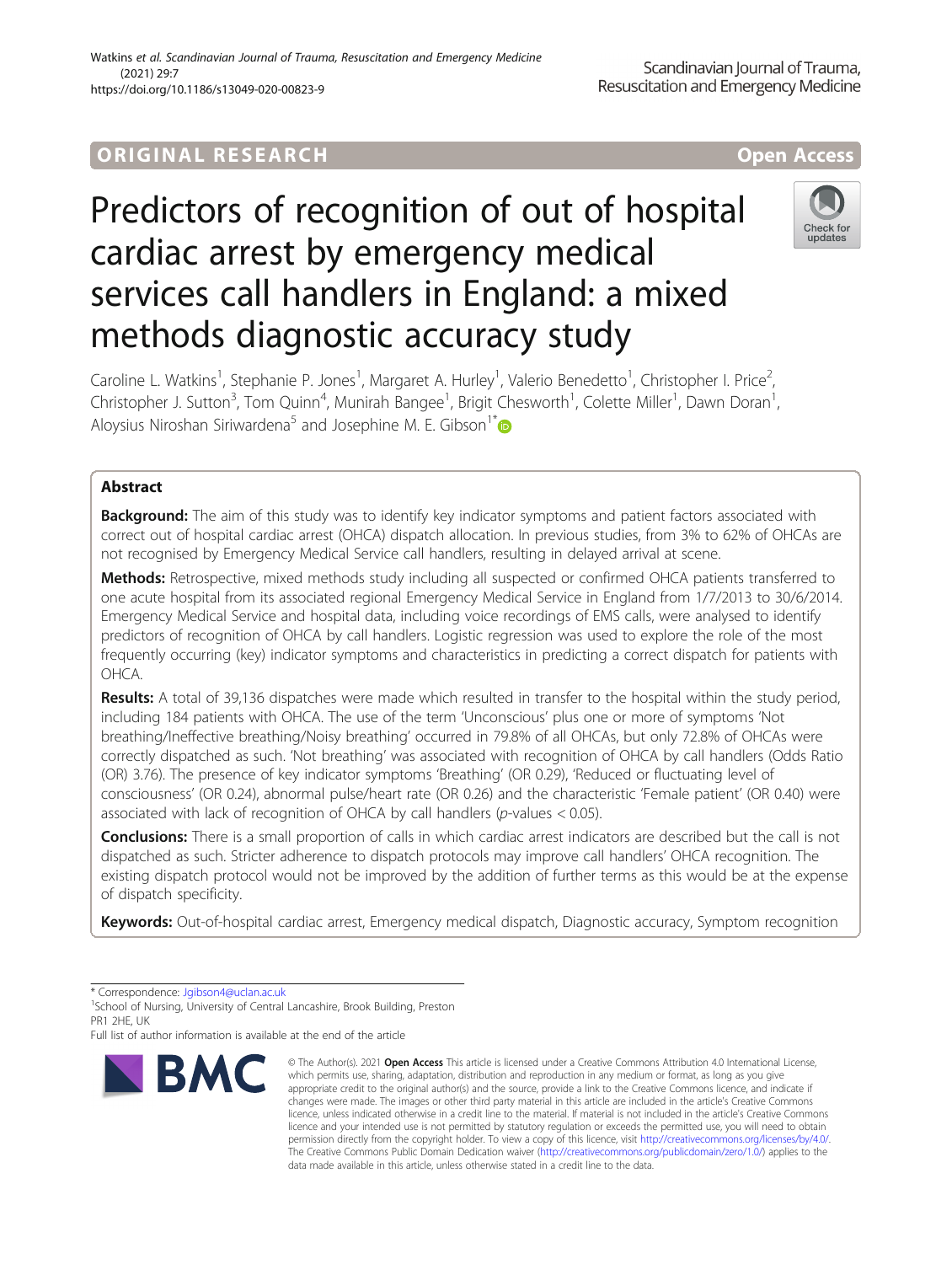ORIGINAL RESEARCH

Open Access

# Predictors of recognition of out of hospital cardiac arrest by emergency medical services call handlers in England: a mixed methods diagnostic accuracy study

Caroline L. Watkins[1], Stephanie P. Jones[1], Margaret A. Hurley[1], Valerio Benedetto[1], Christopher I. Price[2], Christopher J. Sutton[3], Tom Quinn[4], Munirah Bangee[1], Brigit Chesworth[1], Colette Miller[1], Dawn Doran[1], Aloysius Niroshan Siriwardena[5] and Josephine M. E. Gibson[1*]

## Abstract

**Background:** The aim of this study was to identify key indicator symptoms and patient factors associated with correct out of hospital cardiac arrest (OHCA) dispatch allocation. In previous studies, from 3% to 62% of OHCAs are not recognised by Emergency Medical Service call handlers, resulting in delayed arrival at scene.

**Methods:** Retrospective, mixed methods study including all suspected or confirmed OHCA patients transferred to one acute hospital from its associated regional Emergency Medical Service in England from 1/7/2013 to 30/6/2014. Emergency Medical Service and hospital data, including voice recordings of EMS calls, were analysed to identify predictors of recognition of OHCA by call handlers. Logistic regression was used to explore the role of the most frequently occurring (key) indicator symptoms and characteristics in predicting a correct dispatch for patients with OHCA.

**Results:** A total of 39,136 dispatches were made which resulted in transfer to the hospital within the study period, including 184 patients with OHCA. The use of the term 'Unconscious' plus one or more of symptoms 'Not breathing/Ineffective breathing/Noisy breathing' occurred in 79.8% of all OHCAs, but only 72.8% of OHCAs were correctly dispatched as such. 'Not breathing' was associated with recognition of OHCA by call handlers (Odds Ratio (OR) 3.76). The presence of key indicator symptoms 'Breathing' (OR 0.29), 'Reduced or fluctuating level of consciousness' (OR 0.24), abnormal pulse/heart rate (OR 0.26) and the characteristic 'Female patient' (OR 0.40) were associated with lack of recognition of OHCA by call handlers (*p*-values < 0.05).

**Conclusions:** There is a small proportion of calls in which cardiac arrest indicators are described but the call is not dispatched as such. Stricter adherence to dispatch protocols may improve call handlers' OHCA recognition. The existing dispatch protocol would not be improved by the addition of further terms as this would be at the expense of dispatch specificity.

**Keywords:** Out-of-hospital cardiac arrest, Emergency medical dispatch, Diagnostic accuracy, Symptom recognition

\* Correspondence: Jgibson4@uclan.ac.uk

[1]School of Nursing, University of Central Lancashire, Brook Building, Preston PR1 2HE, UK

Full list of author information is available at the end of the article

© The Author(s). 2021 **Open Access** This article is licensed under a Creative Commons Attribution 4.0 International License, which permits use, sharing, adaptation, distribution and reproduction in any medium or format, as long as you give appropriate credit to the original author(s) and the source, provide a link to the Creative Commons licence, and indicate if changes were made. The images or other third party material in this article are included in the article's Creative Commons licence, unless indicated otherwise in a credit line to the material. If material is not included in the article's Creative Commons licence and your intended use is not permitted by statutory regulation or exceeds the permitted use, you will need to obtain permission directly from the copyright holder. To view a copy of this licence, visit http://creativecommons.org/licenses/by/4.0/. The Creative Commons Public Domain Dedication waiver (http://creativecommons.org/publicdomain/zero/1.0/) applies to the data made available in this article, unless otherwise stated in a credit line to the data.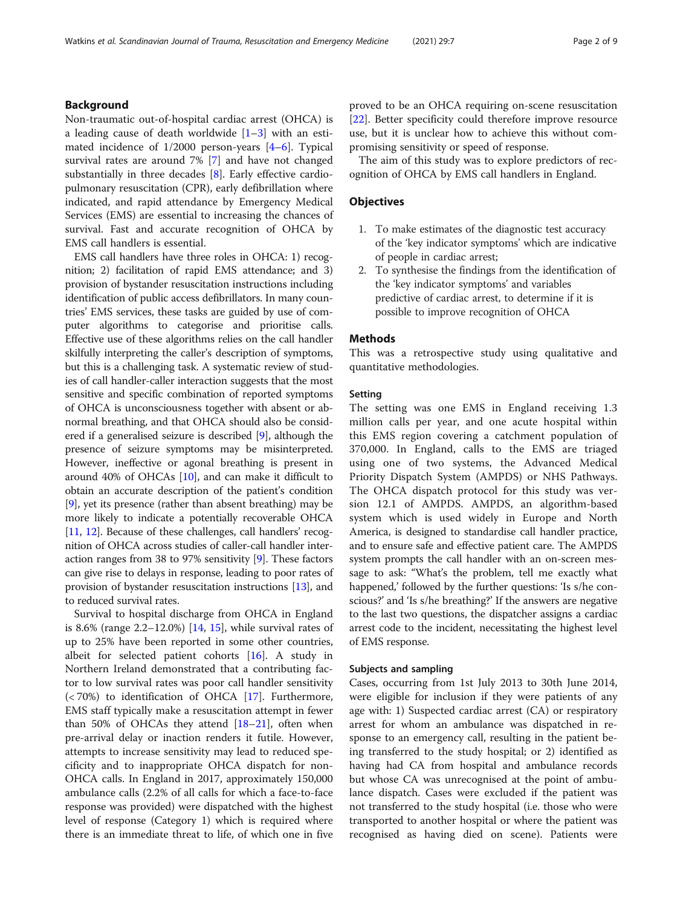## Background

Non-traumatic out-of-hospital cardiac arrest (OHCA) is a leading cause of death worldwide [1–3] with an estimated incidence of 1/2000 person-years [4–6]. Typical survival rates are around 7% [7] and have not changed substantially in three decades [8]. Early effective cardiopulmonary resuscitation (CPR), early defibrillation where indicated, and rapid attendance by Emergency Medical Services (EMS) are essential to increasing the chances of survival. Fast and accurate recognition of OHCA by EMS call handlers is essential.

EMS call handlers have three roles in OHCA: 1) recognition; 2) facilitation of rapid EMS attendance; and 3) provision of bystander resuscitation instructions including identification of public access defibrillators. In many countries' EMS services, these tasks are guided by use of computer algorithms to categorise and prioritise calls. Effective use of these algorithms relies on the call handler skilfully interpreting the caller's description of symptoms, but this is a challenging task. A systematic review of studies of call handler-caller interaction suggests that the most sensitive and specific combination of reported symptoms of OHCA is unconsciousness together with absent or abnormal breathing, and that OHCA should also be considered if a generalised seizure is described [9], although the presence of seizure symptoms may be misinterpreted. However, ineffective or agonal breathing is present in around 40% of OHCAs [10], and can make it difficult to obtain an accurate description of the patient's condition [9], yet its presence (rather than absent breathing) may be more likely to indicate a potentially recoverable OHCA [11, 12]. Because of these challenges, call handlers' recognition of OHCA across studies of caller-call handler interaction ranges from 38 to 97% sensitivity [9]. These factors can give rise to delays in response, leading to poor rates of provision of bystander resuscitation instructions [13], and to reduced survival rates.

Survival to hospital discharge from OHCA in England is 8.6% (range 2.2–12.0%) [14, 15], while survival rates of up to 25% have been reported in some other countries, albeit for selected patient cohorts [16]. A study in Northern Ireland demonstrated that a contributing factor to low survival rates was poor call handler sensitivity (< 70%) to identification of OHCA [17]. Furthermore, EMS staff typically make a resuscitation attempt in fewer than 50% of OHCAs they attend [18–21], often when pre-arrival delay or inaction renders it futile. However, attempts to increase sensitivity may lead to reduced specificity and to inappropriate OHCA dispatch for non-OHCA calls. In England in 2017, approximately 150,000 ambulance calls (2.2% of all calls for which a face-to-face response was provided) were dispatched with the highest level of response (Category 1) which is required where there is an immediate threat to life, of which one in five proved to be an OHCA requiring on-scene resuscitation [22]. Better specificity could therefore improve resource use, but it is unclear how to achieve this without compromising sensitivity or speed of response.

The aim of this study was to explore predictors of recognition of OHCA by EMS call handlers in England.

## Objectives

1. To make estimates of the diagnostic test accuracy of the 'key indicator symptoms' which are indicative of people in cardiac arrest;
2. To synthesise the findings from the identification of the 'key indicator symptoms' and variables predictive of cardiac arrest, to determine if it is possible to improve recognition of OHCA

## Methods

This was a retrospective study using qualitative and quantitative methodologies.

### Setting

The setting was one EMS in England receiving 1.3 million calls per year, and one acute hospital within this EMS region covering a catchment population of 370,000. In England, calls to the EMS are triaged using one of two systems, the Advanced Medical Priority Dispatch System (AMPDS) or NHS Pathways. The OHCA dispatch protocol for this study was version 12.1 of AMPDS. AMPDS, an algorithm-based system which is used widely in Europe and North America, is designed to standardise call handler practice, and to ensure safe and effective patient care. The AMPDS system prompts the call handler with an on-screen message to ask: "What's the problem, tell me exactly what happened,' followed by the further questions: 'Is s/he conscious?' and 'Is s/he breathing?' If the answers are negative to the last two questions, the dispatcher assigns a cardiac arrest code to the incident, necessitating the highest level of EMS response.

### Subjects and sampling

Cases, occurring from 1st July 2013 to 30th June 2014, were eligible for inclusion if they were patients of any age with: 1) Suspected cardiac arrest (CA) or respiratory arrest for whom an ambulance was dispatched in response to an emergency call, resulting in the patient being transferred to the study hospital; or 2) identified as having had CA from hospital and ambulance records but whose CA was unrecognised at the point of ambulance dispatch. Cases were excluded if the patient was not transferred to the study hospital (i.e. those who were transported to another hospital or where the patient was recognised as having died on scene). Patients were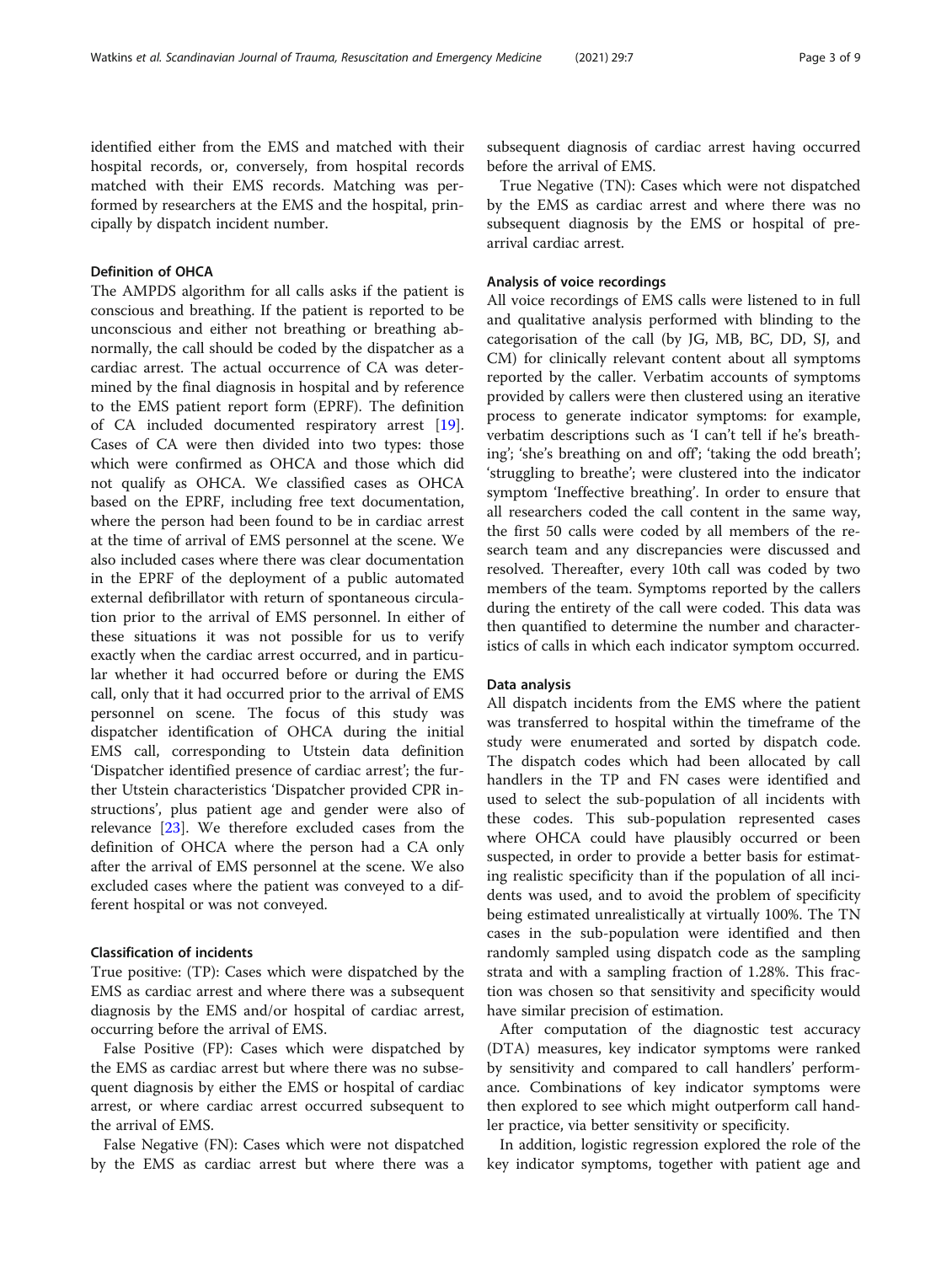identified either from the EMS and matched with their hospital records, or, conversely, from hospital records matched with their EMS records. Matching was performed by researchers at the EMS and the hospital, principally by dispatch incident number.

### Definition of OHCA

The AMPDS algorithm for all calls asks if the patient is conscious and breathing. If the patient is reported to be unconscious and either not breathing or breathing abnormally, the call should be coded by the dispatcher as a cardiac arrest. The actual occurrence of CA was determined by the final diagnosis in hospital and by reference to the EMS patient report form (EPRF). The definition of CA included documented respiratory arrest [19]. Cases of CA were then divided into two types: those which were confirmed as OHCA and those which did not qualify as OHCA. We classified cases as OHCA based on the EPRF, including free text documentation, where the person had been found to be in cardiac arrest at the time of arrival of EMS personnel at the scene. We also included cases where there was clear documentation in the EPRF of the deployment of a public automated external defibrillator with return of spontaneous circulation prior to the arrival of EMS personnel. In either of these situations it was not possible for us to verify exactly when the cardiac arrest occurred, and in particular whether it had occurred before or during the EMS call, only that it had occurred prior to the arrival of EMS personnel on scene. The focus of this study was dispatcher identification of OHCA during the initial EMS call, corresponding to Utstein data definition 'Dispatcher identified presence of cardiac arrest'; the further Utstein characteristics 'Dispatcher provided CPR instructions', plus patient age and gender were also of relevance [23]. We therefore excluded cases from the definition of OHCA where the person had a CA only after the arrival of EMS personnel at the scene. We also excluded cases where the patient was conveyed to a different hospital or was not conveyed.

### Classification of incidents

True positive: (TP): Cases which were dispatched by the EMS as cardiac arrest and where there was a subsequent diagnosis by the EMS and/or hospital of cardiac arrest, occurring before the arrival of EMS.

False Positive (FP): Cases which were dispatched by the EMS as cardiac arrest but where there was no subsequent diagnosis by either the EMS or hospital of cardiac arrest, or where cardiac arrest occurred subsequent to the arrival of EMS.

False Negative (FN): Cases which were not dispatched by the EMS as cardiac arrest but where there was a subsequent diagnosis of cardiac arrest having occurred before the arrival of EMS.

True Negative (TN): Cases which were not dispatched by the EMS as cardiac arrest and where there was no subsequent diagnosis by the EMS or hospital of pre-arrival cardiac arrest.

### Analysis of voice recordings

All voice recordings of EMS calls were listened to in full and qualitative analysis performed with blinding to the categorisation of the call (by JG, MB, BC, DD, SJ, and CM) for clinically relevant content about all symptoms reported by the caller. Verbatim accounts of symptoms provided by callers were then clustered using an iterative process to generate indicator symptoms: for example, verbatim descriptions such as 'I can't tell if he's breathing'; 'she's breathing on and off'; 'taking the odd breath'; 'struggling to breathe'; were clustered into the indicator symptom 'Ineffective breathing'. In order to ensure that all researchers coded the call content in the same way, the first 50 calls were coded by all members of the research team and any discrepancies were discussed and resolved. Thereafter, every 10th call was coded by two members of the team. Symptoms reported by the callers during the entirety of the call were coded. This data was then quantified to determine the number and characteristics of calls in which each indicator symptom occurred.

### Data analysis

All dispatch incidents from the EMS where the patient was transferred to hospital within the timeframe of the study were enumerated and sorted by dispatch code. The dispatch codes which had been allocated by call handlers in the TP and FN cases were identified and used to select the sub-population of all incidents with these codes. This sub-population represented cases where OHCA could have plausibly occurred or been suspected, in order to provide a better basis for estimating realistic specificity than if the population of all incidents was used, and to avoid the problem of specificity being estimated unrealistically at virtually 100%. The TN cases in the sub-population were identified and then randomly sampled using dispatch code as the sampling strata and with a sampling fraction of 1.28%. This fraction was chosen so that sensitivity and specificity would have similar precision of estimation.

After computation of the diagnostic test accuracy (DTA) measures, key indicator symptoms were ranked by sensitivity and compared to call handlers' performance. Combinations of key indicator symptoms were then explored to see which might outperform call handler practice, via better sensitivity or specificity.

In addition, logistic regression explored the role of the key indicator symptoms, together with patient age and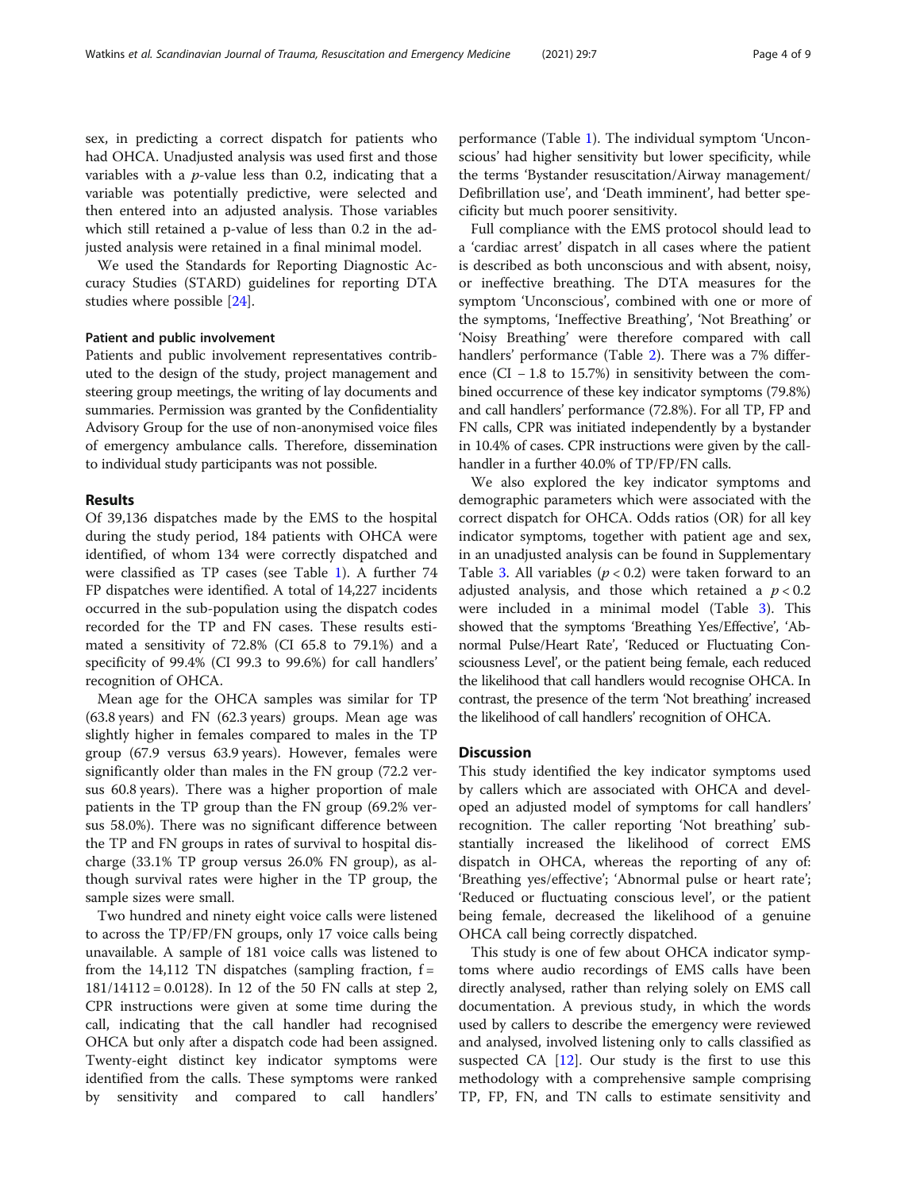sex, in predicting a correct dispatch for patients who had OHCA. Unadjusted analysis was used first and those variables with a $p$-value less than 0.2, indicating that a variable was potentially predictive, were selected and then entered into an adjusted analysis. Those variables which still retained a p-value of less than 0.2 in the adjusted analysis were retained in a final minimal model.

We used the Standards for Reporting Diagnostic Accuracy Studies (STARD) guidelines for reporting DTA studies where possible [24].

### Patient and public involvement

Patients and public involvement representatives contributed to the design of the study, project management and steering group meetings, the writing of lay documents and summaries. Permission was granted by the Confidentiality Advisory Group for the use of non-anonymised voice files of emergency ambulance calls. Therefore, dissemination to individual study participants was not possible.

## Results

Of 39,136 dispatches made by the EMS to the hospital during the study period, 184 patients with OHCA were identified, of whom 134 were correctly dispatched and were classified as TP cases (see Table 1). A further 74 FP dispatches were identified. A total of 14,227 incidents occurred in the sub-population using the dispatch codes recorded for the TP and FN cases. These results estimated a sensitivity of 72.8% (CI 65.8 to 79.1%) and a specificity of 99.4% (CI 99.3 to 99.6%) for call handlers' recognition of OHCA.

Mean age for the OHCA samples was similar for TP (63.8 years) and FN (62.3 years) groups. Mean age was slightly higher in females compared to males in the TP group (67.9 versus 63.9 years). However, females were significantly older than males in the FN group (72.2 versus 60.8 years). There was a higher proportion of male patients in the TP group than the FN group (69.2% versus 58.0%). There was no significant difference between the TP and FN groups in rates of survival to hospital discharge (33.1% TP group versus 26.0% FN group), as although survival rates were higher in the TP group, the sample sizes were small.

Two hundred and ninety eight voice calls were listened to across the TP/FP/FN groups, only 17 voice calls being unavailable. A sample of 181 voice calls was listened to from the 14,112 TN dispatches (sampling fraction, $f = 181/14112 = 0.0128$). In 12 of the 50 FN calls at step 2, CPR instructions were given at some time during the call, indicating that the call handler had recognised OHCA but only after a dispatch code had been assigned. Twenty-eight distinct key indicator symptoms were identified from the calls. These symptoms were ranked by sensitivity and compared to call handlers' performance (Table 1). The individual symptom 'Unconscious' had higher sensitivity but lower specificity, while the terms 'Bystander resuscitation/Airway management/Defibrillation use', and 'Death imminent', had better specificity but much poorer sensitivity.

Full compliance with the EMS protocol should lead to a 'cardiac arrest' dispatch in all cases where the patient is described as both unconscious and with absent, noisy, or ineffective breathing. The DTA measures for the symptom 'Unconscious', combined with one or more of the symptoms, 'Ineffective Breathing', 'Not Breathing' or 'Noisy Breathing' were therefore compared with call handlers' performance (Table 2). There was a 7% difference (CI −1.8 to 15.7%) in sensitivity between the combined occurrence of these key indicator symptoms (79.8%) and call handlers' performance (72.8%). For all TP, FP and FN calls, CPR was initiated independently by a bystander in 10.4% of cases. CPR instructions were given by the call-handler in a further 40.0% of TP/FP/FN calls.

We also explored the key indicator symptoms and demographic parameters which were associated with the correct dispatch for OHCA. Odds ratios (OR) for all key indicator symptoms, together with patient age and sex, in an unadjusted analysis can be found in Supplementary Table 3. All variables ($p < 0.2$) were taken forward to an adjusted analysis, and those which retained a $p < 0.2$ were included in a minimal model (Table 3). This showed that the symptoms 'Breathing Yes/Effective', 'Abnormal Pulse/Heart Rate', 'Reduced or Fluctuating Consciousness Level', or the patient being female, each reduced the likelihood that call handlers would recognise OHCA. In contrast, the presence of the term 'Not breathing' increased the likelihood of call handlers' recognition of OHCA.

## Discussion

This study identified the key indicator symptoms used by callers which are associated with OHCA and developed an adjusted model of symptoms for call handlers' recognition. The caller reporting 'Not breathing' substantially increased the likelihood of correct EMS dispatch in OHCA, whereas the reporting of any of: 'Breathing yes/effective'; 'Abnormal pulse or heart rate'; 'Reduced or fluctuating conscious level', or the patient being female, decreased the likelihood of a genuine OHCA call being correctly dispatched.

This study is one of few about OHCA indicator symptoms where audio recordings of EMS calls have been directly analysed, rather than relying solely on EMS call documentation. A previous study, in which the words used by callers to describe the emergency were reviewed and analysed, involved listening only to calls classified as suspected CA [12]. Our study is the first to use this methodology with a comprehensive sample comprising TP, FP, FN, and TN calls to estimate sensitivity and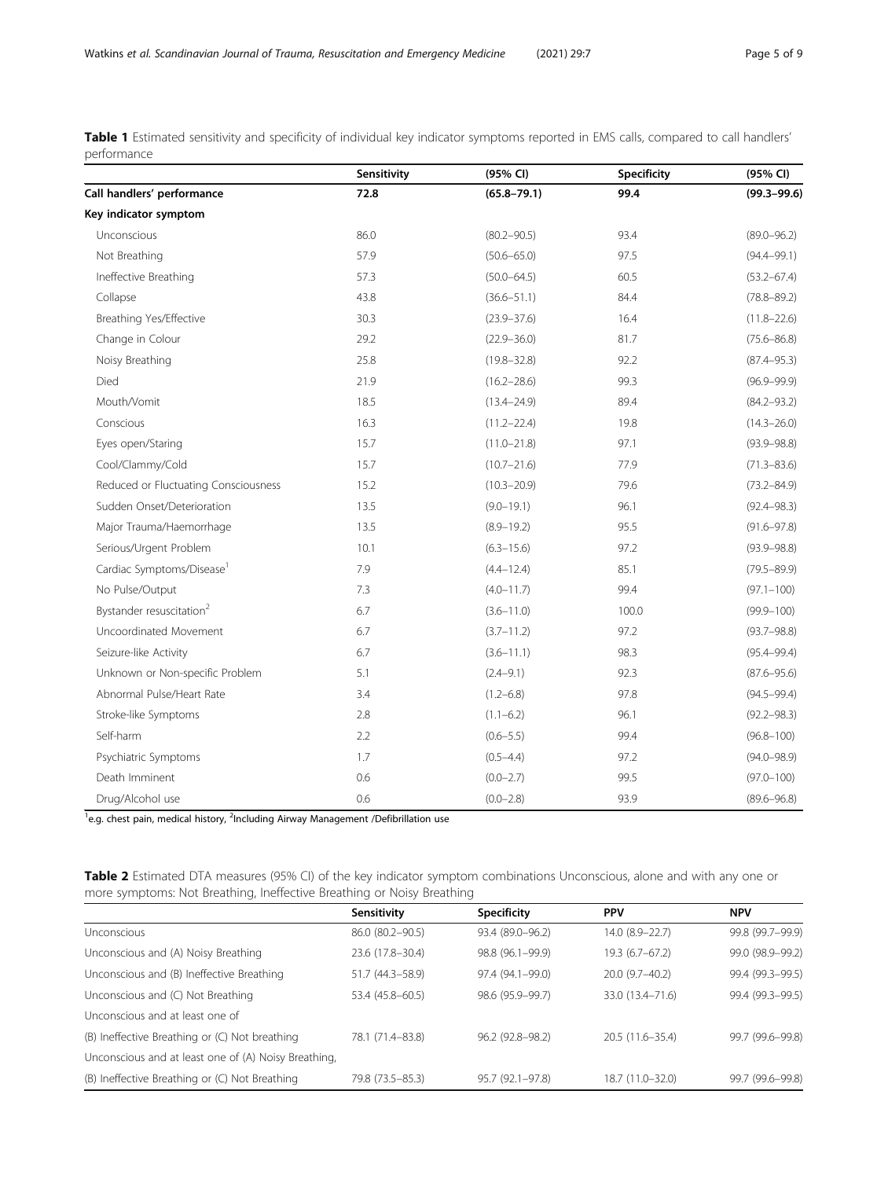**Table 1** Estimated sensitivity and specificity of individual key indicator symptoms reported in EMS calls, compared to call handlers' performance

| | Sensitivity | (95% CI) | Specificity | (95% CI) |
|---|---|---|---|---|
| **Call handlers' performance** | **72.8** | **(65.8–79.1)** | **99.4** | **(99.3–99.6)** |
| **Key indicator symptom** | | | | |
| Unconscious | 86.0 | (80.2–90.5) | 93.4 | (89.0–96.2) |
| Not Breathing | 57.9 | (50.6–65.0) | 97.5 | (94.4–99.1) |
| Ineffective Breathing | 57.3 | (50.0–64.5) | 60.5 | (53.2–67.4) |
| Collapse | 43.8 | (36.6–51.1) | 84.4 | (78.8–89.2) |
| Breathing Yes/Effective | 30.3 | (23.9–37.6) | 16.4 | (11.8–22.6) |
| Change in Colour | 29.2 | (22.9–36.0) | 81.7 | (75.6–86.8) |
| Noisy Breathing | 25.8 | (19.8–32.8) | 92.2 | (87.4–95.3) |
| Died | 21.9 | (16.2–28.6) | 99.3 | (96.9–99.9) |
| Mouth/Vomit | 18.5 | (13.4–24.9) | 89.4 | (84.2–93.2) |
| Conscious | 16.3 | (11.2–22.4) | 19.8 | (14.3–26.0) |
| Eyes open/Staring | 15.7 | (11.0–21.8) | 97.1 | (93.9–98.8) |
| Cool/Clammy/Cold | 15.7 | (10.7–21.6) | 77.9 | (71.3–83.6) |
| Reduced or Fluctuating Consciousness | 15.2 | (10.3–20.9) | 79.6 | (73.2–84.9) |
| Sudden Onset/Deterioration | 13.5 | (9.0–19.1) | 96.1 | (92.4–98.3) |
| Major Trauma/Haemorrhage | 13.5 | (8.9–19.2) | 95.5 | (91.6–97.8) |
| Serious/Urgent Problem | 10.1 | (6.3–15.6) | 97.2 | (93.9–98.8) |
| Cardiac Symptoms/Disease[1] | 7.9 | (4.4–12.4) | 85.1 | (79.5–89.9) |
| No Pulse/Output | 7.3 | (4.0–11.7) | 99.4 | (97.1–100) |
| Bystander resuscitation[2] | 6.7 | (3.6–11.0) | 100.0 | (99.9–100) |
| Uncoordinated Movement | 6.7 | (3.7–11.2) | 97.2 | (93.7–98.8) |
| Seizure-like Activity | 6.7 | (3.6–11.1) | 98.3 | (95.4–99.4) |
| Unknown or Non-specific Problem | 5.1 | (2.4–9.1) | 92.3 | (87.6–95.6) |
| Abnormal Pulse/Heart Rate | 3.4 | (1.2–6.8) | 97.8 | (94.5–99.4) |
| Stroke-like Symptoms | 2.8 | (1.1–6.2) | 96.1 | (92.2–98.3) |
| Self-harm | 2.2 | (0.6–5.5) | 99.4 | (96.8–100) |
| Psychiatric Symptoms | 1.7 | (0.5–4.4) | 97.2 | (94.0–98.9) |
| Death Imminent | 0.6 | (0.0–2.7) | 99.5 | (97.0–100) |
| Drug/Alcohol use | 0.6 | (0.0–2.8) | 93.9 | (89.6–96.8) |

[1]e.g. chest pain, medical history, [2]Including Airway Management /Defibrillation use

**Table 2** Estimated DTA measures (95% CI) of the key indicator symptom combinations Unconscious, alone and with any one or more symptoms: Not Breathing, Ineffective Breathing or Noisy Breathing

| | Sensitivity | Specificity | PPV | NPV |
|---|---|---|---|---|
| Unconscious | 86.0 (80.2–90.5) | 93.4 (89.0–96.2) | 14.0 (8.9–22.7) | 99.8 (99.7–99.9) |
| Unconscious and (A) Noisy Breathing | 23.6 (17.8–30.4) | 98.8 (96.1–99.9) | 19.3 (6.7–67.2) | 99.0 (98.9–99.2) |
| Unconscious and (B) Ineffective Breathing | 51.7 (44.3–58.9) | 97.4 (94.1–99.0) | 20.0 (9.7–40.2) | 99.4 (99.3–99.5) |
| Unconscious and (C) Not Breathing | 53.4 (45.8–60.5) | 98.6 (95.9–99.7) | 33.0 (13.4–71.6) | 99.4 (99.3–99.5) |
| Unconscious and at least one of | | | | |
| (B) Ineffective Breathing or (C) Not breathing | 78.1 (71.4–83.8) | 96.2 (92.8–98.2) | 20.5 (11.6–35.4) | 99.7 (99.6–99.8) |
| Unconscious and at least one of (A) Noisy Breathing, | | | | |
| (B) Ineffective Breathing or (C) Not Breathing | 79.8 (73.5–85.3) | 95.7 (92.1–97.8) | 18.7 (11.0–32.0) | 99.7 (99.6–99.8) |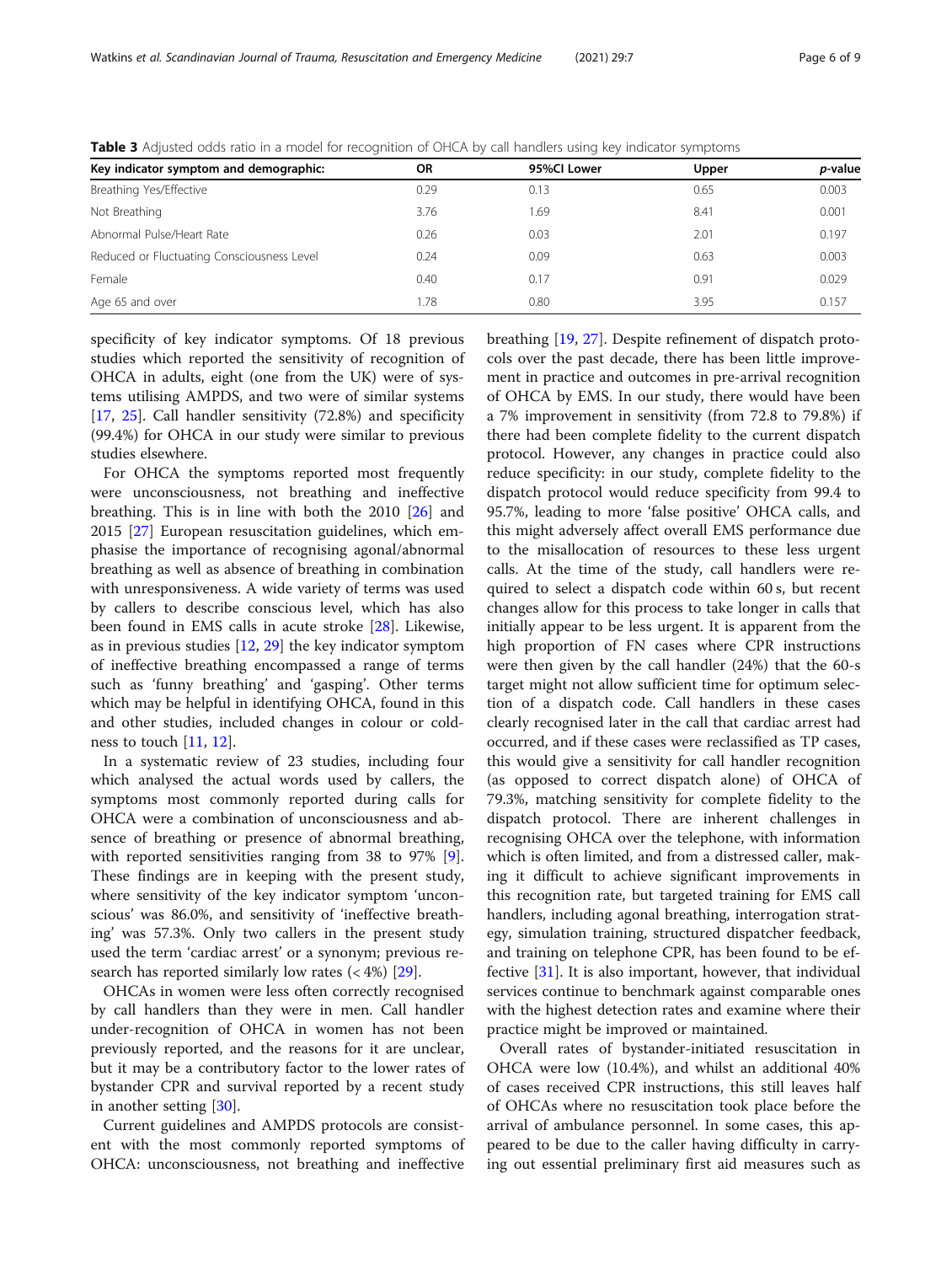**Table 3** Adjusted odds ratio in a model for recognition of OHCA by call handlers using key indicator symptoms

| Key indicator symptom and demographic: | OR | 95%CI Lower | Upper | *p*-value |
|---|---|---|---|---|
| Breathing Yes/Effective | 0.29 | 0.13 | 0.65 | 0.003 |
| Not Breathing | 3.76 | 1.69 | 8.41 | 0.001 |
| Abnormal Pulse/Heart Rate | 0.26 | 0.03 | 2.01 | 0.197 |
| Reduced or Fluctuating Consciousness Level | 0.24 | 0.09 | 0.63 | 0.003 |
| Female | 0.40 | 0.17 | 0.91 | 0.029 |
| Age 65 and over | 1.78 | 0.80 | 3.95 | 0.157 |

specificity of key indicator symptoms. Of 18 previous studies which reported the sensitivity of recognition of OHCA in adults, eight (one from the UK) were of systems utilising AMPDS, and two were of similar systems [17, 25]. Call handler sensitivity (72.8%) and specificity (99.4%) for OHCA in our study were similar to previous studies elsewhere.

For OHCA the symptoms reported most frequently were unconsciousness, not breathing and ineffective breathing. This is in line with both the 2010 [26] and 2015 [27] European resuscitation guidelines, which emphasise the importance of recognising agonal/abnormal breathing as well as absence of breathing in combination with unresponsiveness. A wide variety of terms was used by callers to describe conscious level, which has also been found in EMS calls in acute stroke [28]. Likewise, as in previous studies [12, 29] the key indicator symptom of ineffective breathing encompassed a range of terms such as 'funny breathing' and 'gasping'. Other terms which may be helpful in identifying OHCA, found in this and other studies, included changes in colour or coldness to touch [11, 12].

In a systematic review of 23 studies, including four which analysed the actual words used by callers, the symptoms most commonly reported during calls for OHCA were a combination of unconsciousness and absence of breathing or presence of abnormal breathing, with reported sensitivities ranging from 38 to 97% [9]. These findings are in keeping with the present study, where sensitivity of the key indicator symptom 'unconscious' was 86.0%, and sensitivity of 'ineffective breathing' was 57.3%. Only two callers in the present study used the term 'cardiac arrest' or a synonym; previous research has reported similarly low rates (< 4%) [29].

OHCAs in women were less often correctly recognised by call handlers than they were in men. Call handler under-recognition of OHCA in women has not been previously reported, and the reasons for it are unclear, but it may be a contributory factor to the lower rates of bystander CPR and survival reported by a recent study in another setting [30].

Current guidelines and AMPDS protocols are consistent with the most commonly reported symptoms of OHCA: unconsciousness, not breathing and ineffective breathing [19, 27]. Despite refinement of dispatch protocols over the past decade, there has been little improvement in practice and outcomes in pre-arrival recognition of OHCA by EMS. In our study, there would have been a 7% improvement in sensitivity (from 72.8 to 79.8%) if there had been complete fidelity to the current dispatch protocol. However, any changes in practice could also reduce specificity: in our study, complete fidelity to the dispatch protocol would reduce specificity from 99.4 to 95.7%, leading to more 'false positive' OHCA calls, and this might adversely affect overall EMS performance due to the misallocation of resources to these less urgent calls. At the time of the study, call handlers were required to select a dispatch code within 60 s, but recent changes allow for this process to take longer in calls that initially appear to be less urgent. It is apparent from the high proportion of FN cases where CPR instructions were then given by the call handler (24%) that the 60-s target might not allow sufficient time for optimum selection of a dispatch code. Call handlers in these cases clearly recognised later in the call that cardiac arrest had occurred, and if these cases were reclassified as TP cases, this would give a sensitivity for call handler recognition (as opposed to correct dispatch alone) of OHCA of 79.3%, matching sensitivity for complete fidelity to the dispatch protocol. There are inherent challenges in recognising OHCA over the telephone, with information which is often limited, and from a distressed caller, making it difficult to achieve significant improvements in this recognition rate, but targeted training for EMS call handlers, including agonal breathing, interrogation strategy, simulation training, structured dispatcher feedback, and training on telephone CPR, has been found to be effective [31]. It is also important, however, that individual services continue to benchmark against comparable ones with the highest detection rates and examine where their practice might be improved or maintained.

Overall rates of bystander-initiated resuscitation in OHCA were low (10.4%), and whilst an additional 40% of cases received CPR instructions, this still leaves half of OHCAs where no resuscitation took place before the arrival of ambulance personnel. In some cases, this appeared to be due to the caller having difficulty in carrying out essential preliminary first aid measures such as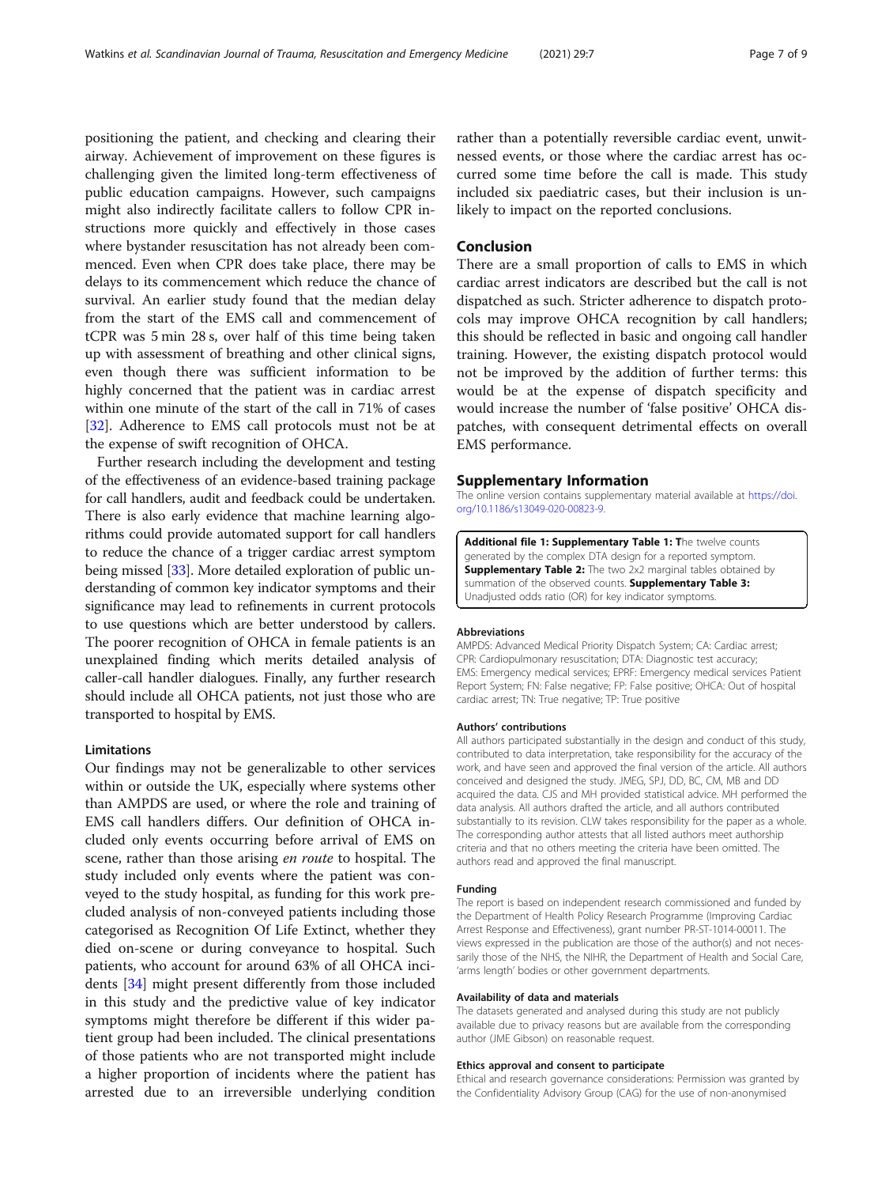positioning the patient, and checking and clearing their airway. Achievement of improvement on these figures is challenging given the limited long-term effectiveness of public education campaigns. However, such campaigns might also indirectly facilitate callers to follow CPR instructions more quickly and effectively in those cases where bystander resuscitation has not already been commenced. Even when CPR does take place, there may be delays to its commencement which reduce the chance of survival. An earlier study found that the median delay from the start of the EMS call and commencement of tCPR was 5 min 28 s, over half of this time being taken up with assessment of breathing and other clinical signs, even though there was sufficient information to be highly concerned that the patient was in cardiac arrest within one minute of the start of the call in 71% of cases [32]. Adherence to EMS call protocols must not be at the expense of swift recognition of OHCA.

Further research including the development and testing of the effectiveness of an evidence-based training package for call handlers, audit and feedback could be undertaken. There is also early evidence that machine learning algorithms could provide automated support for call handlers to reduce the chance of a trigger cardiac arrest symptom being missed [33]. More detailed exploration of public understanding of common key indicator symptoms and their significance may lead to refinements in current protocols to use questions which are better understood by callers. The poorer recognition of OHCA in female patients is an unexplained finding which merits detailed analysis of caller-call handler dialogues. Finally, any further research should include all OHCA patients, not just those who are transported to hospital by EMS.

### Limitations

Our findings may not be generalizable to other services within or outside the UK, especially where systems other than AMPDS are used, or where the role and training of EMS call handlers differs. Our definition of OHCA included only events occurring before arrival of EMS on scene, rather than those arising *en route* to hospital. The study included only events where the patient was conveyed to the study hospital, as funding for this work precluded analysis of non-conveyed patients including those categorised as Recognition Of Life Extinct, whether they died on-scene or during conveyance to hospital. Such patients, who account for around 63% of all OHCA incidents [34] might present differently from those included in this study and the predictive value of key indicator symptoms might therefore be different if this wider patient group had been included. The clinical presentations of those patients who are not transported might include a higher proportion of incidents where the patient has arrested due to an irreversible underlying condition rather than a potentially reversible cardiac event, unwitnessed events, or those where the cardiac arrest has occurred some time before the call is made. This study included six paediatric cases, but their inclusion is unlikely to impact on the reported conclusions.

## Conclusion

There are a small proportion of calls to EMS in which cardiac arrest indicators are described but the call is not dispatched as such. Stricter adherence to dispatch protocols may improve OHCA recognition by call handlers; this should be reflected in basic and ongoing call handler training. However, the existing dispatch protocol would not be improved by the addition of further terms: this would be at the expense of dispatch specificity and would increase the number of 'false positive' OHCA dispatches, with consequent detrimental effects on overall EMS performance.

## Supplementary Information

The online version contains supplementary material available at https://doi.org/10.1186/s13049-020-00823-9.

**Additional file 1: Supplementary Table 1: T**he twelve counts generated by the complex DTA design for a reported symptom. **Supplementary Table 2:** The two 2x2 marginal tables obtained by summation of the observed counts. **Supplementary Table 3:** Unadjusted odds ratio (OR) for key indicator symptoms.

#### Abbreviations

AMPDS: Advanced Medical Priority Dispatch System; CA: Cardiac arrest; CPR: Cardiopulmonary resuscitation; DTA: Diagnostic test accuracy; EMS: Emergency medical services; EPRF: Emergency medical services Patient Report System; FN: False negative; FP: False positive; OHCA: Out of hospital cardiac arrest; TN: True negative; TP: True positive

#### Authors' contributions

All authors participated substantially in the design and conduct of this study, contributed to data interpretation, take responsibility for the accuracy of the work, and have seen and approved the final version of the article. All authors conceived and designed the study. JMEG, SPJ, DD, BC, CM, MB and DD acquired the data. CJS and MH provided statistical advice. MH performed the data analysis. All authors drafted the article, and all authors contributed substantially to its revision. CLW takes responsibility for the paper as a whole. The corresponding author attests that all listed authors meet authorship criteria and that no others meeting the criteria have been omitted. The authors read and approved the final manuscript.

#### Funding

The report is based on independent research commissioned and funded by the Department of Health Policy Research Programme (Improving Cardiac Arrest Response and Effectiveness), grant number PR-ST-1014-00011. The views expressed in the publication are those of the author(s) and not necessarily those of the NHS, the NIHR, the Department of Health and Social Care, 'arms length' bodies or other government departments.

#### Availability of data and materials

The datasets generated and analysed during this study are not publicly available due to privacy reasons but are available from the corresponding author (JME Gibson) on reasonable request.

#### Ethics approval and consent to participate

Ethical and research governance considerations: Permission was granted by the Confidentiality Advisory Group (CAG) for the use of non-anonymised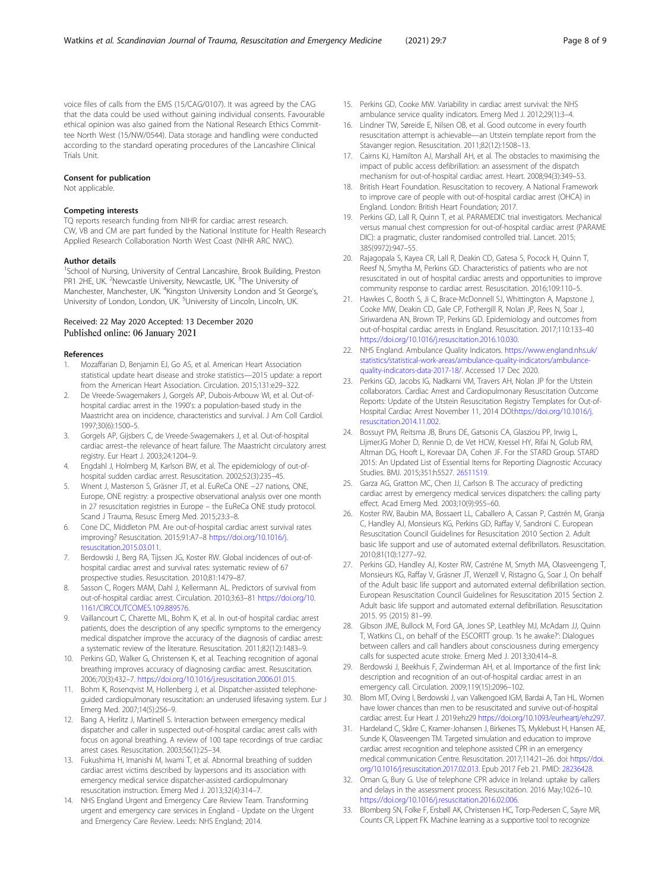voice files of calls from the EMS (15/CAG/0107). It was agreed by the CAG that the data could be used without gaining individual consents. Favourable ethical opinion was also gained from the National Research Ethics Committee North West (15/NW/0544). Data storage and handling were conducted according to the standard operating procedures of the Lancashire Clinical Trials Unit.

### Consent for publication

Not applicable.

### Competing interests

TQ reports research funding from NIHR for cardiac arrest research.
CW, VB and CM are part funded by the National Institute for Health Research Applied Research Collaboration North West Coast (NIHR ARC NWC).

### Author details

[1]School of Nursing, University of Central Lancashire, Brook Building, Preston PR1 2HE, UK. [2]Newcastle University, Newcastle, UK. [3]The University of Manchester, Manchester, UK. [4]Kingston University London and St George's, University of London, London, UK. [5]University of Lincoln, Lincoln, UK.

Received: 22 May 2020 Accepted: 13 December 2020
Published online: 06 January 2021

### References

1. Mozaffarian D, Benjamin EJ, Go AS, et al. American Heart Association statistical update heart disease and stroke statistics—2015 update: a report from the American Heart Association. Circulation. 2015;131:e29–322.
2. De Vreede-Swagemakers J, Gorgels AP, Dubois-Arbouw WI, et al. Out-of-hospital cardiac arrest in the 1990's: a population-based study in the Maastricht area on incidence, characteristics and survival. J Am Coll Cardiol. 1997;30(6):1500–5.
3. Gorgels AP, Gijsbers C, de Vreede-Swagemakers J, et al. Out-of-hospital cardiac arrest–the relevance of heart failure. The Maastricht circulatory arrest registry. Eur Heart J. 2003;24:1204–9.
4. Engdahl J, Holmberg M, Karlson BW, et al. The epidemiology of out-of-hospital sudden cardiac arrest. Resuscitation. 2002;52(3):235–45.
5. Wnent J, Masterson S, Gräsner JT, et al. EuReCa ONE –27 nations, ONE, Europe, ONE registry: a prospective observational analysis over one month in 27 resuscitation registries in Europe – the EuReCa ONE study protocol. Scand J Trauma, Resusc Emerg Med. 2015;23:3–8.
6. Cone DC, Middleton PM. Are out-of-hospital cardiac arrest survival rates improving? Resuscitation. 2015;91:A7–8 https://doi.org/10.1016/j.resuscitation.2015.03.011.
7. Berdowski J, Berg RA, Tijssen JG, Koster RW. Global incidences of out-of-hospital cardiac arrest and survival rates: systematic review of 67 prospective studies. Resuscitation. 2010;81:1479–87.
8. Sasson C, Rogers MAM, Dahl J, Kellermann AL. Predictors of survival from out-of-hospital cardiac arrest. Circulation. 2010;3:63–81 https://doi.org/10.1161/CIRCOUTCOMES.109.889576.
9. Vaillancourt C, Charette ML, Bohm K, et al. In out-of hospital cardiac arrest patients, does the description of any specific symptoms to the emergency medical dispatcher improve the accuracy of the diagnosis of cardiac arrest: a systematic review of the literature. Resuscitation. 2011;82(12):1483–9.
10. Perkins GD, Walker G, Christensen K, et al. Teaching recognition of agonal breathing improves accuracy of diagnosing cardiac arrest. Resuscitation. 2006;70(3):432–7. https://doi.org/10.1016/j.resuscitation.2006.01.015.
11. Bohm K, Rosenqvist M, Hollenberg J, et al. Dispatcher-assisted telephone-guided cardiopulmonary resuscitation: an underused lifesaving system. Eur J Emerg Med. 2007;14(5):256–9.
12. Bang A, Herlitz J, Martinell S. Interaction between emergency medical dispatcher and caller in suspected out-of-hospital cardiac arrest calls with focus on agonal breathing. A review of 100 tape recordings of true cardiac arrest cases. Resuscitation. 2003;56(1):25–34.
13. Fukushima H, Imanishi M, Iwami T, et al. Abnormal breathing of sudden cardiac arrest victims described by laypersons and its association with emergency medical service dispatcher-assisted cardiopulmonary resuscitation instruction. Emerg Med J. 2013;32(4):314–7.
14. NHS England Urgent and Emergency Care Review Team. Transforming urgent and emergency care services in England - Update on the Urgent and Emergency Care Review. Leeds: NHS England; 2014.
15. Perkins GD, Cooke MW. Variability in cardiac arrest survival: the NHS ambulance service quality indicators. Emerg Med J. 2012;29(1):3–4.
16. Lindner TW, Søreide E, Nilsen OB, et al. Good outcome in every fourth resuscitation attempt is achievable—an Utstein template report from the Stavanger region. Resuscitation. 2011;82(12):1508–13.
17. Cairns KJ, Hamilton AJ, Marshall AH, et al. The obstacles to maximising the impact of public access defibrillation: an assessment of the dispatch mechanism for out-of-hospital cardiac arrest. Heart. 2008;94(3):349–53.
18. British Heart Foundation. Resuscitation to recovery. A National Framework to improve care of people with out-of-hospital cardiac arrest (OHCA) in England. London: British Heart Foundation; 2017.
19. Perkins GD, Lall R, Quinn T, et al. PARAMEDIC trial investigators. Mechanical versus manual chest compression for out-of-hospital cardiac arrest (PARAMEDIC): a pragmatic, cluster randomised controlled trial. Lancet. 2015;385(9972):947–55.
20. Rajagopala S, Kayea CR, Lall R, Deakin CD, Gatesa S, Pocock H, Quinn T, Reesf N, Smytha M, Perkins GD. Characteristics of patients who are not resuscitated in out of hospital cardiac arrests and opportunities to improve community response to cardiac arrest. Resuscitation. 2016;109:110–5.
21. Hawkes C, Booth S, Ji C, Brace-McDonnell SJ, Whittington A, Mapstone J, Cooke MW, Deakin CD, Gale CP, Fothergill R, Nolan JP, Rees N, Soar J, Siriwardena AN, Brown TP, Perkins GD. Epidemiology and outcomes from out-of-hospital cardiac arrests in England. Resuscitation. 2017;110:133–40 https://doi.org/10.1016/j.resuscitation.2016.10.030.
22. NHS England. Ambulance Quality Indicators. https://www.england.nhs.uk/statistics/statistical-work-areas/ambulance-quality-indicators/ambulance-quality-indicators-data-2017-18/. Accessed 17 Dec 2020.
23. Perkins GD, Jacobs IG, Nadkarni VM, Travers AH, Nolan JP for the Utstein collaborators. Cardiac Arrest and Cardiopulmonary Resuscitation Outcome Reports: Update of the Utstein Resuscitation Registry Templates for Out-of-Hospital Cardiac Arrest November 11, 2014 DOI:https://doi.org/10.1016/j.resuscitation.2014.11.002.
24. Bossuyt PM, Reitsma JB, Bruns DE, Gatsonis CA, Glasziou PP, Irwig L, LijmerJG Moher D, Rennie D, de Vet HCW, Kressel HY, Rifai N, Golub RM, Altman DG, Hooft L, Korevaar DA, Cohen JF. For the STARD Group. STARD 2015: An Updated List of Essential Items for Reporting Diagnostic Accuracy Studies. BMJ. 2015;351:h5527. 26511519.
25. Garza AG, Gratton MC, Chen JJ, Carlson B. The accuracy of predicting cardiac arrest by emergency medical services dispatchers: the calling party effect. Acad Emerg Med. 2003;10(9):955–60.
26. Koster RW, Baubin MA, Bossaert LL, Caballero A, Cassan P, Castrén M, Granja C, Handley AJ, Monsieurs KG, Perkins GD, Raffay V, Sandroni C. European Resuscitation Council Guidelines for Resuscitation 2010 Section 2. Adult basic life support and use of automated external defibrillators. Resuscitation. 2010;81(10):1277–92.
27. Perkins GD, Handley AJ, Koster RW, Castréne M, Smyth MA, Olasveengeng T, Monsieurs KG, Raffay V, Gräsner JT, Wenzell V, Ristagno G, Soar J, On behalf of the Adult basic life support and automated external defibrillation section. European Resuscitation Council Guidelines for Resuscitation 2015 Section 2. Adult basic life support and automated external defibrillation. Resuscitation 2015. 95 (2015) 81–99.
28. Gibson JME, Bullock M, Ford GA, Jones SP, Leathley MJ, McAdam JJ, Quinn T, Watkins CL, on behalf of the ESCORTT group. 'Is he awake?': Dialogues between callers and call handlers about consciousness during emergency calls for suspected acute stroke. Emerg Med J. 2013;30:414–8.
29. Berdowski J, Beekhuis F, Zwinderman AH, et al. Importance of the first link: description and recognition of an out-of-hospital cardiac arrest in an emergency call. Circulation. 2009;119(15):2096–102.
30. Blom MT, Oving I, Berdowski J, van Valkengoed IGM, Bardai A, Tan HL. Women have lower chances than men to be resuscitated and survive out-of-hospital cardiac arrest. Eur Heart J. 2019:ehz29 https://doi.org/10.1093/eurheartj/ehz297.
31. Hardeland C, Skåre C, Kramer-Johansen J, Birkenes TS, Myklebust H, Hansen AE, Sunde K, Olasveengen TM. Targeted simulation and education to improve cardiac arrest recognition and telephone assisted CPR in an emergency medical communication Centre. Resuscitation. 2017;114:21–26. doi: https://doi.org/10.1016/j.resuscitation.2017.02.013. Epub 2017 Feb 21. PMID: 28236428.
32. Oman G, Bury G. Use of telephone CPR advice in Ireland: uptake by callers and delays in the assessment process. Resuscitation. 2016 May;102:6–10. https://doi.org/10.1016/j.resuscitation.2016.02.006.
33. Blomberg SN, Folke F, Ersbøll AK, Christensen HC, Torp-Pedersen C, Sayre MR, Counts CR, Lippert FK. Machine learning as a supportive tool to recognize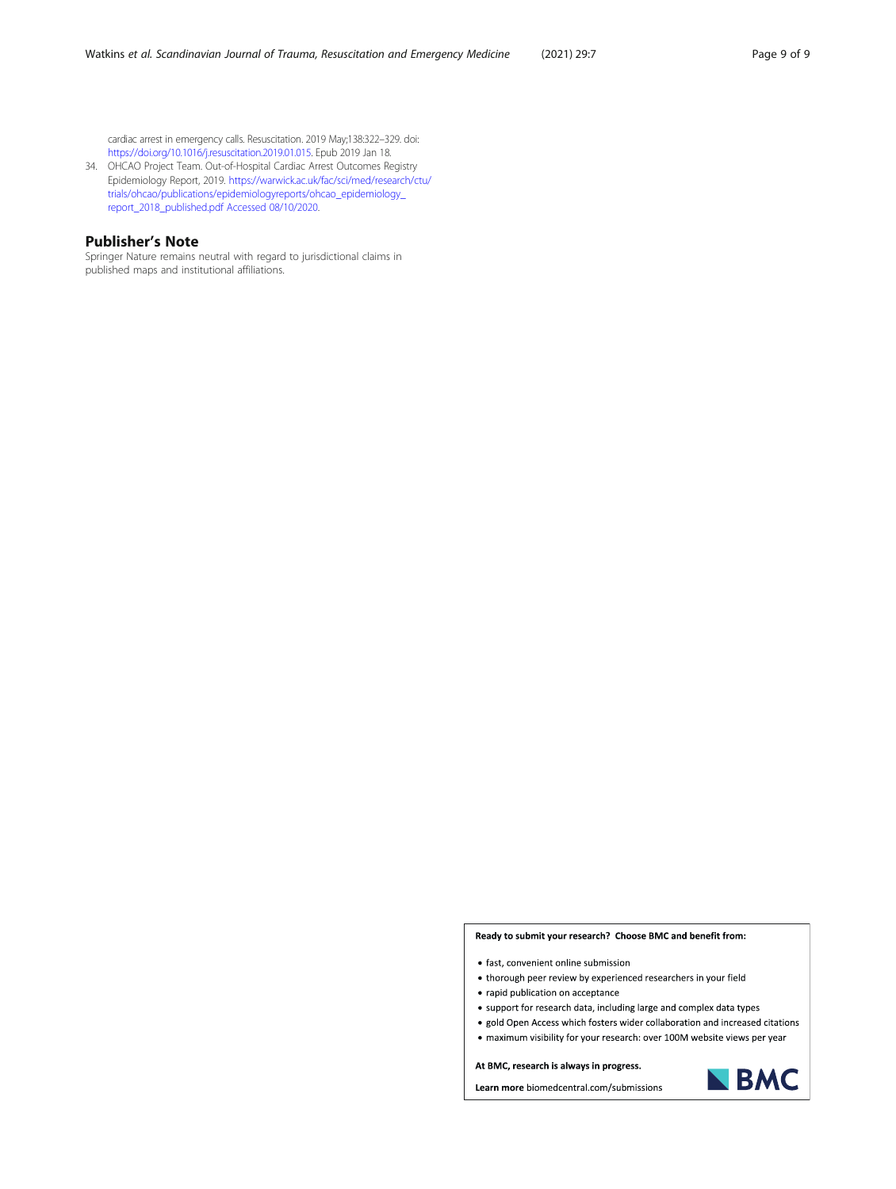cardiac arrest in emergency calls. Resuscitation. 2019 May;138:322–329. doi: https://doi.org/10.1016/j.resuscitation.2019.01.015. Epub 2019 Jan 18.

34. OHCAO Project Team. Out-of-Hospital Cardiac Arrest Outcomes Registry Epidemiology Report, 2019. https://warwick.ac.uk/fac/sci/med/research/ctu/trials/ohcao/publications/epidemiologyreports/ohcao_epidemiology_report_2018_published.pdf Accessed 08/10/2020.

## Publisher's Note

Springer Nature remains neutral with regard to jurisdictional claims in published maps and institutional affiliations.

**Ready to submit your research? Choose BMC and benefit from:**

- fast, convenient online submission
- thorough peer review by experienced researchers in your field
- rapid publication on acceptance
- support for research data, including large and complex data types
- gold Open Access which fosters wider collaboration and increased citations
- maximum visibility for your research: over 100M website views per year

**At BMC, research is always in progress.**

**Learn more** biomedcentral.com/submissions

BMC